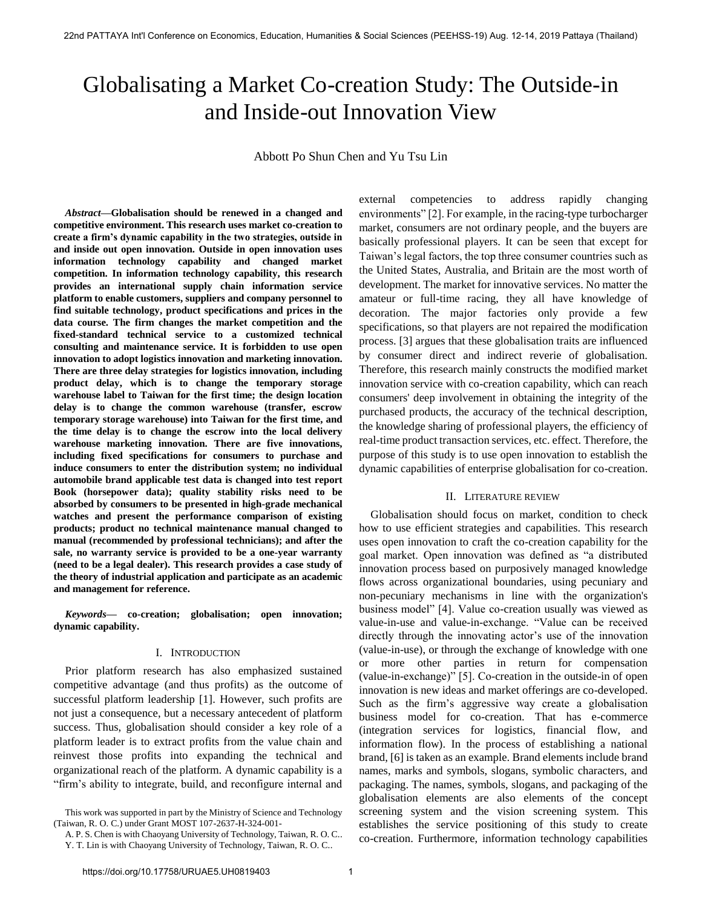# Globalisating a Market Co-creation Study: The Outside-in and Inside-out Innovation View

Abbott Po Shun Chen and Yu Tsu Lin

***Abstract*—Globalisation should be renewed in a changed and competitive environment. This research uses market co-creation to create a firm's dynamic capability in the two strategies, outside in and inside out open innovation. Outside in open innovation uses information technology capability and changed market competition. In information technology capability, this research provides an international supply chain information service platform to enable customers, suppliers and company personnel to find suitable technology, product specifications and prices in the data course. The firm changes the market competition and the fixed-standard technical service to a customized technical consulting and maintenance service. It is forbidden to use open innovation to adopt logistics innovation and marketing innovation. There are three delay strategies for logistics innovation, including product delay, which is to change the temporary storage warehouse label to Taiwan for the first time; the design location delay is to change the common warehouse (transfer, escrow temporary storage warehouse) into Taiwan for the first time, and the time delay is to change the escrow into the local delivery warehouse marketing innovation. There are five innovations, including fixed specifications for consumers to purchase and induce consumers to enter the distribution system; no individual automobile brand applicable test data is changed into test report Book (horsepower data); quality stability risks need to be absorbed by consumers to be presented in high-grade mechanical watches and present the performance comparison of existing products; product no technical maintenance manual changed to manual (recommended by professional technicians); and after the sale, no warranty service is provided to be a one-year warranty (need to be a legal dealer). This research provides a case study of the theory of industrial application and participate as an academic and management for reference.**

***Keywords*— co-creation; globalisation; open innovation; dynamic capability.**

## I. Introduction

Prior platform research has also emphasized sustained competitive advantage (and thus profits) as the outcome of successful platform leadership [1]. However, such profits are not just a consequence, but a necessary antecedent of platform success. Thus, globalisation should consider a key role of a platform leader is to extract profits from the value chain and reinvest those profits into expanding the technical and organizational reach of the platform. A dynamic capability is a "firm's ability to integrate, build, and reconfigure internal and external competencies to address rapidly changing environments" [2]. For example, in the racing-type turbocharger market, consumers are not ordinary people, and the buyers are basically professional players. It can be seen that except for Taiwan's legal factors, the top three consumer countries such as the United States, Australia, and Britain are the most worth of development. The market for innovative services. No matter the amateur or full-time racing, they all have knowledge of decoration. The major factories only provide a few specifications, so that players are not repaired the modification process. [3] argues that these globalisation traits are influenced by consumer direct and indirect reverie of globalisation. Therefore, this research mainly constructs the modified market innovation service with co-creation capability, which can reach consumers' deep involvement in obtaining the integrity of the purchased products, the accuracy of the technical description, the knowledge sharing of professional players, the efficiency of real-time product transaction services, etc. effect. Therefore, the purpose of this study is to use open innovation to establish the dynamic capabilities of enterprise globalisation for co-creation.

## II. Literature review

Globalisation should focus on market, condition to check how to use efficient strategies and capabilities. This research uses open innovation to craft the co-creation capability for the goal market. Open innovation was defined as "a distributed innovation process based on purposively managed knowledge flows across organizational boundaries, using pecuniary and non-pecuniary mechanisms in line with the organization's business model" [4]. Value co-creation usually was viewed as value-in-use and value-in-exchange. "Value can be received directly through the innovating actor's use of the innovation (value-in-use), or through the exchange of knowledge with one or more other parties in return for compensation (value-in-exchange)" [5]. Co-creation in the outside-in of open innovation is new ideas and market offerings are co-developed. Such as the firm's aggressive way create a globalisation business model for co-creation. That has e-commerce (integration services for logistics, financial flow, and information flow). In the process of establishing a national brand, [6] is taken as an example. Brand elements include brand names, marks and symbols, slogans, symbolic characters, and packaging. The names, symbols, slogans, and packaging of the globalisation elements are also elements of the concept screening system and the vision screening system. This establishes the service positioning of this study to create co-creation. Furthermore, information technology capabilities

This work was supported in part by the Ministry of Science and Technology (Taiwan, R. O. C.) under Grant MOST 107-2637-H-324-001-

A. P. S. Chen is with Chaoyang University of Technology, Taiwan, R. O. C..

Y. T. Lin is with Chaoyang University of Technology, Taiwan, R. O. C..

https://doi.org/10.17758/URUAE5.UH0819403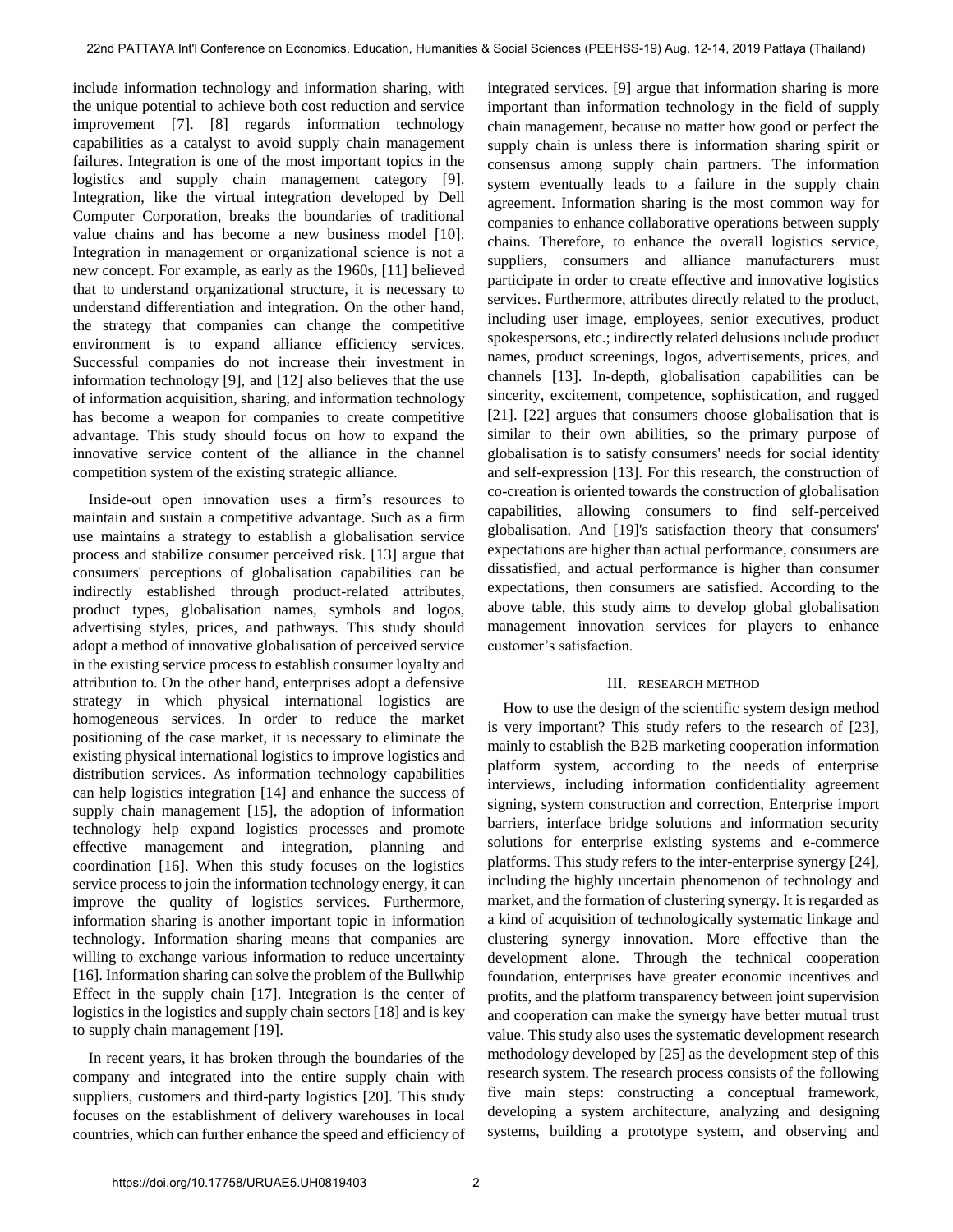include information technology and information sharing, with the unique potential to achieve both cost reduction and service improvement [7]. [8] regards information technology capabilities as a catalyst to avoid supply chain management failures. Integration is one of the most important topics in the logistics and supply chain management category [9]. Integration, like the virtual integration developed by Dell Computer Corporation, breaks the boundaries of traditional value chains and has become a new business model [10]. Integration in management or organizational science is not a new concept. For example, as early as the 1960s, [11] believed that to understand organizational structure, it is necessary to understand differentiation and integration. On the other hand, the strategy that companies can change the competitive environment is to expand alliance efficiency services. Successful companies do not increase their investment in information technology [9], and [12] also believes that the use of information acquisition, sharing, and information technology has become a weapon for companies to create competitive advantage. This study should focus on how to expand the innovative service content of the alliance in the channel competition system of the existing strategic alliance.

Inside-out open innovation uses a firm's resources to maintain and sustain a competitive advantage. Such as a firm use maintains a strategy to establish a globalisation service process and stabilize consumer perceived risk. [13] argue that consumers' perceptions of globalisation capabilities can be indirectly established through product-related attributes, product types, globalisation names, symbols and logos, advertising styles, prices, and pathways. This study should adopt a method of innovative globalisation of perceived service in the existing service process to establish consumer loyalty and attribution to. On the other hand, enterprises adopt a defensive strategy in which physical international logistics are homogeneous services. In order to reduce the market positioning of the case market, it is necessary to eliminate the existing physical international logistics to improve logistics and distribution services. As information technology capabilities can help logistics integration [14] and enhance the success of supply chain management [15], the adoption of information technology help expand logistics processes and promote effective management and integration, planning and coordination [16]. When this study focuses on the logistics service process to join the information technology energy, it can improve the quality of logistics services. Furthermore, information sharing is another important topic in information technology. Information sharing means that companies are willing to exchange various information to reduce uncertainty [16]. Information sharing can solve the problem of the Bullwhip Effect in the supply chain [17]. Integration is the center of logistics in the logistics and supply chain sectors [18] and is key to supply chain management [19].

In recent years, it has broken through the boundaries of the company and integrated into the entire supply chain with suppliers, customers and third-party logistics [20]. This study focuses on the establishment of delivery warehouses in local countries, which can further enhance the speed and efficiency of integrated services. [9] argue that information sharing is more important than information technology in the field of supply chain management, because no matter how good or perfect the supply chain is unless there is information sharing spirit or consensus among supply chain partners. The information system eventually leads to a failure in the supply chain agreement. Information sharing is the most common way for companies to enhance collaborative operations between supply chains. Therefore, to enhance the overall logistics service, suppliers, consumers and alliance manufacturers must participate in order to create effective and innovative logistics services. Furthermore, attributes directly related to the product, including user image, employees, senior executives, product spokespersons, etc.; indirectly related delusions include product names, product screenings, logos, advertisements, prices, and channels [13]. In-depth, globalisation capabilities can be sincerity, excitement, competence, sophistication, and rugged [21]. [22] argues that consumers choose globalisation that is similar to their own abilities, so the primary purpose of globalisation is to satisfy consumers' needs for social identity and self-expression [13]. For this research, the construction of co-creation is oriented towards the construction of globalisation capabilities, allowing consumers to find self-perceived globalisation. And [19]'s satisfaction theory that consumers' expectations are higher than actual performance, consumers are dissatisfied, and actual performance is higher than consumer expectations, then consumers are satisfied. According to the above table, this study aims to develop global globalisation management innovation services for players to enhance customer's satisfaction.

## III. Research Method

How to use the design of the scientific system design method is very important? This study refers to the research of [23], mainly to establish the B2B marketing cooperation information platform system, according to the needs of enterprise interviews, including information confidentiality agreement signing, system construction and correction, Enterprise import barriers, interface bridge solutions and information security solutions for enterprise existing systems and e-commerce platforms. This study refers to the inter-enterprise synergy [24], including the highly uncertain phenomenon of technology and market, and the formation of clustering synergy. It is regarded as a kind of acquisition of technologically systematic linkage and clustering synergy innovation. More effective than the development alone. Through the technical cooperation foundation, enterprises have greater economic incentives and profits, and the platform transparency between joint supervision and cooperation can make the synergy have better mutual trust value. This study also uses the systematic development research methodology developed by [25] as the development step of this research system. The research process consists of the following five main steps: constructing a conceptual framework, developing a system architecture, analyzing and designing systems, building a prototype system, and observing and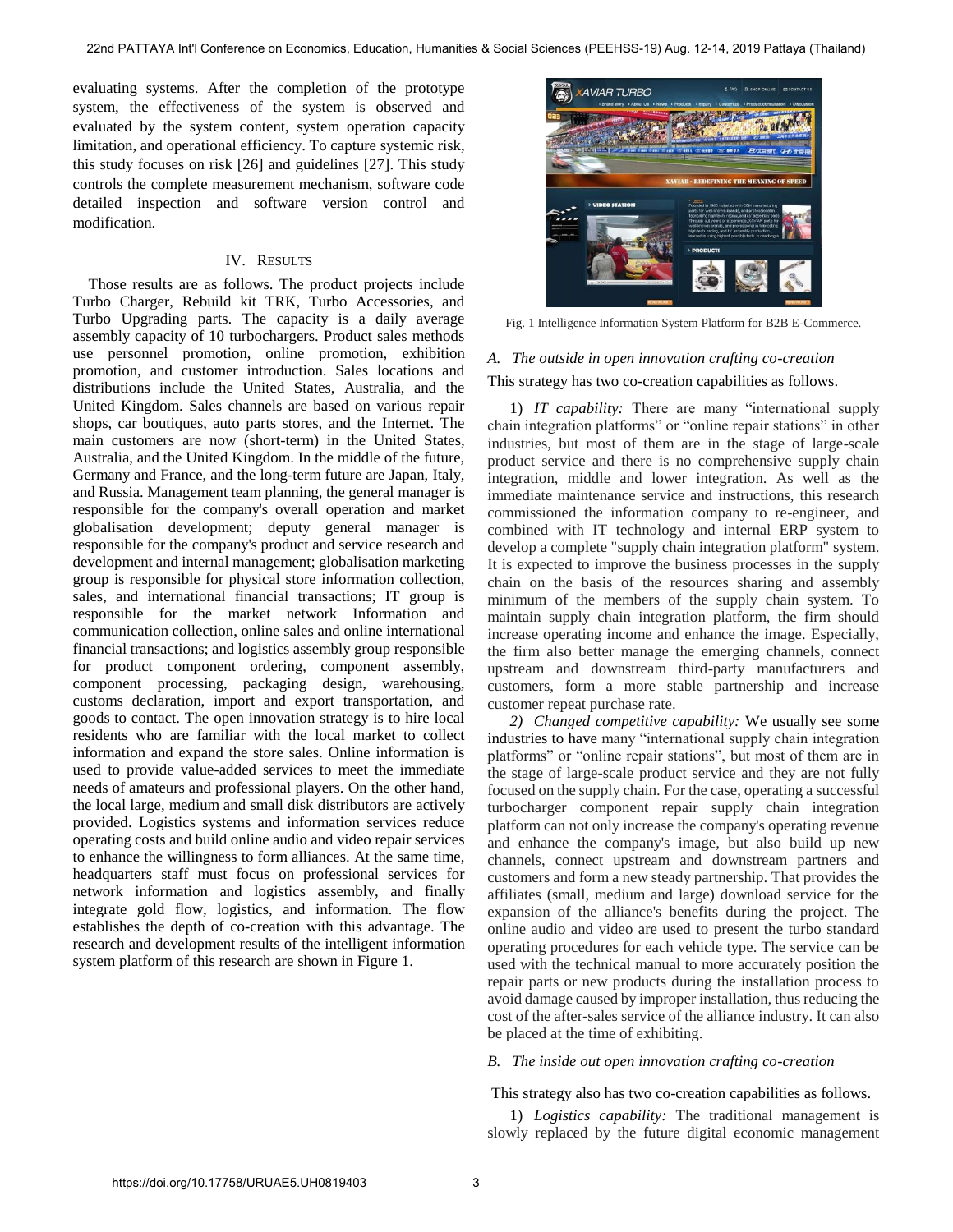evaluating systems. After the completion of the prototype system, the effectiveness of the system is observed and evaluated by the system content, system operation capacity limitation, and operational efficiency. To capture systemic risk, this study focuses on risk [26] and guidelines [27]. This study controls the complete measurement mechanism, software code detailed inspection and software version control and modification.

## IV. Results

Those results are as follows. The product projects include Turbo Charger, Rebuild kit TRK, Turbo Accessories, and Turbo Upgrading parts. The capacity is a daily average assembly capacity of 10 turbochargers. Product sales methods use personnel promotion, online promotion, exhibition promotion, and customer introduction. Sales locations and distributions include the United States, Australia, and the United Kingdom. Sales channels are based on various repair shops, car boutiques, auto parts stores, and the Internet. The main customers are now (short-term) in the United States, Australia, and the United Kingdom. In the middle of the future, Germany and France, and the long-term future are Japan, Italy, and Russia. Management team planning, the general manager is responsible for the company's overall operation and market globalisation development; deputy general manager is responsible for the company's product and service research and development and internal management; globalisation marketing group is responsible for physical store information collection, sales, and international financial transactions; IT group is responsible for the market network Information and communication collection, online sales and online international financial transactions; and logistics assembly group responsible for product component ordering, component assembly, component processing, packaging design, warehousing, customs declaration, import and export transportation, and goods to contact. The open innovation strategy is to hire local residents who are familiar with the local market to collect information and expand the store sales. Online information is used to provide value-added services to meet the immediate needs of amateurs and professional players. On the other hand, the local large, medium and small disk distributors are actively provided. Logistics systems and information services reduce operating costs and build online audio and video repair services to enhance the willingness to form alliances. At the same time, headquarters staff must focus on professional services for network information and logistics assembly, and finally integrate gold flow, logistics, and information. The flow establishes the depth of co-creation with this advantage. The research and development results of the intelligent information system platform of this research are shown in Figure 1.

Fig. 1 Intelligence Information System Platform for B2B E-Commerce.

### *A. The outside in open innovation crafting co-creation*

This strategy has two co-creation capabilities as follows.

1) *IT capability:* There are many "international supply chain integration platforms" or "online repair stations" in other industries, but most of them are in the stage of large-scale product service and there is no comprehensive supply chain integration, middle and lower integration. As well as the immediate maintenance service and instructions, this research commissioned the information company to re-engineer, and combined with IT technology and internal ERP system to develop a complete "supply chain integration platform" system. It is expected to improve the business processes in the supply chain on the basis of the resources sharing and assembly minimum of the members of the supply chain system. To maintain supply chain integration platform, the firm should increase operating income and enhance the image. Especially, the firm also better manage the emerging channels, connect upstream and downstream third-party manufacturers and customers, form a more stable partnership and increase customer repeat purchase rate.

*2) Changed competitive capability:* We usually see some industries to have many "international supply chain integration platforms" or "online repair stations", but most of them are in the stage of large-scale product service and they are not fully focused on the supply chain. For the case, operating a successful turbocharger component repair supply chain integration platform can not only increase the company's operating revenue and enhance the company's image, but also build up new channels, connect upstream and downstream partners and customers and form a new steady partnership. That provides the affiliates (small, medium and large) download service for the expansion of the alliance's benefits during the project. The online audio and video are used to present the turbo standard operating procedures for each vehicle type. The service can be used with the technical manual to more accurately position the repair parts or new products during the installation process to avoid damage caused by improper installation, thus reducing the cost of the after-sales service of the alliance industry. It can also be placed at the time of exhibiting.

### *B. The inside out open innovation crafting co-creation*

This strategy also has two co-creation capabilities as follows.

1) *Logistics capability:* The traditional management is slowly replaced by the future digital economic management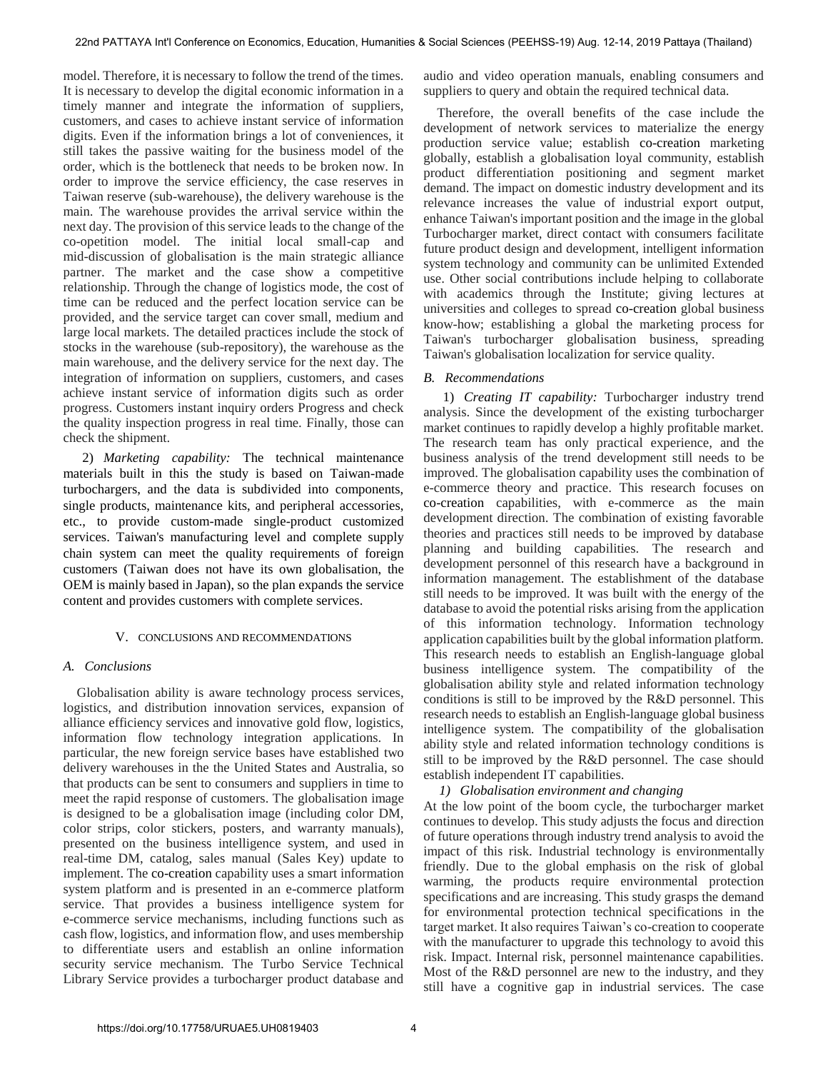model. Therefore, it is necessary to follow the trend of the times. It is necessary to develop the digital economic information in a timely manner and integrate the information of suppliers, customers, and cases to achieve instant service of information digits. Even if the information brings a lot of conveniences, it still takes the passive waiting for the business model of the order, which is the bottleneck that needs to be broken now. In order to improve the service efficiency, the case reserves in Taiwan reserve (sub-warehouse), the delivery warehouse is the main. The warehouse provides the arrival service within the next day. The provision of this service leads to the change of the co-opetition model. The initial local small-cap and mid-discussion of globalisation is the main strategic alliance partner. The market and the case show a competitive relationship. Through the change of logistics mode, the cost of time can be reduced and the perfect location service can be provided, and the service target can cover small, medium and large local markets. The detailed practices include the stock of stocks in the warehouse (sub-repository), the warehouse as the main warehouse, and the delivery service for the next day. The integration of information on suppliers, customers, and cases achieve instant service of information digits such as order progress. Customers instant inquiry orders Progress and check the quality inspection progress in real time. Finally, those can check the shipment.

2) *Marketing capability:* The technical maintenance materials built in this the study is based on Taiwan-made turbochargers, and the data is subdivided into components, single products, maintenance kits, and peripheral accessories, etc., to provide custom-made single-product customized services. Taiwan's manufacturing level and complete supply chain system can meet the quality requirements of foreign customers (Taiwan does not have its own globalisation, the OEM is mainly based in Japan), so the plan expands the service content and provides customers with complete services.

## V. Conclusions and Recommendations

### A. Conclusions

Globalisation ability is aware technology process services, logistics, and distribution innovation services, expansion of alliance efficiency services and innovative gold flow, logistics, information flow technology integration applications. In particular, the new foreign service bases have established two delivery warehouses in the the United States and Australia, so that products can be sent to consumers and suppliers in time to meet the rapid response of customers. The globalisation image is designed to be a globalisation image (including color DM, color strips, color stickers, posters, and warranty manuals), presented on the business intelligence system, and used in real-time DM, catalog, sales manual (Sales Key) update to implement. The co-creation capability uses a smart information system platform and is presented in an e-commerce platform service. That provides a business intelligence system for e-commerce service mechanisms, including functions such as cash flow, logistics, and information flow, and uses membership to differentiate users and establish an online information security service mechanism. The Turbo Service Technical Library Service provides a turbocharger product database and audio and video operation manuals, enabling consumers and suppliers to query and obtain the required technical data.

Therefore, the overall benefits of the case include the development of network services to materialize the energy production service value; establish co-creation marketing globally, establish a globalisation loyal community, establish product differentiation positioning and segment market demand. The impact on domestic industry development and its relevance increases the value of industrial export output, enhance Taiwan's important position and the image in the global Turbocharger market, direct contact with consumers facilitate future product design and development, intelligent information system technology and community can be unlimited Extended use. Other social contributions include helping to collaborate with academics through the Institute; giving lectures at universities and colleges to spread co-creation global business know-how; establishing a global the marketing process for Taiwan's turbocharger globalisation business, spreading Taiwan's globalisation localization for service quality.

### B. Recommendations

1) *Creating IT capability:* Turbocharger industry trend analysis. Since the development of the existing turbocharger market continues to rapidly develop a highly profitable market. The research team has only practical experience, and the business analysis of the trend development still needs to be improved. The globalisation capability uses the combination of e-commerce theory and practice. This research focuses on co-creation capabilities, with e-commerce as the main development direction. The combination of existing favorable theories and practices still needs to be improved by database planning and building capabilities. The research and development personnel of this research have a background in information management. The establishment of the database still needs to be improved. It was built with the energy of the database to avoid the potential risks arising from the application of this information technology. Information technology application capabilities built by the global information platform. This research needs to establish an English-language global business intelligence system. The compatibility of the globalisation ability style and related information technology conditions is still to be improved by the R&D personnel. This research needs to establish an English-language global business intelligence system. The compatibility of the globalisation ability style and related information technology conditions is still to be improved by the R&D personnel. The case should establish independent IT capabilities.

*1) Globalisation environment and changing*

At the low point of the boom cycle, the turbocharger market continues to develop. This study adjusts the focus and direction of future operations through industry trend analysis to avoid the impact of this risk. Industrial technology is environmentally friendly. Due to the global emphasis on the risk of global warming, the products require environmental protection specifications and are increasing. This study grasps the demand for environmental protection technical specifications in the target market. It also requires Taiwan's co-creation to cooperate with the manufacturer to upgrade this technology to avoid this risk. Impact. Internal risk, personnel maintenance capabilities. Most of the R&D personnel are new to the industry, and they still have a cognitive gap in industrial services. The case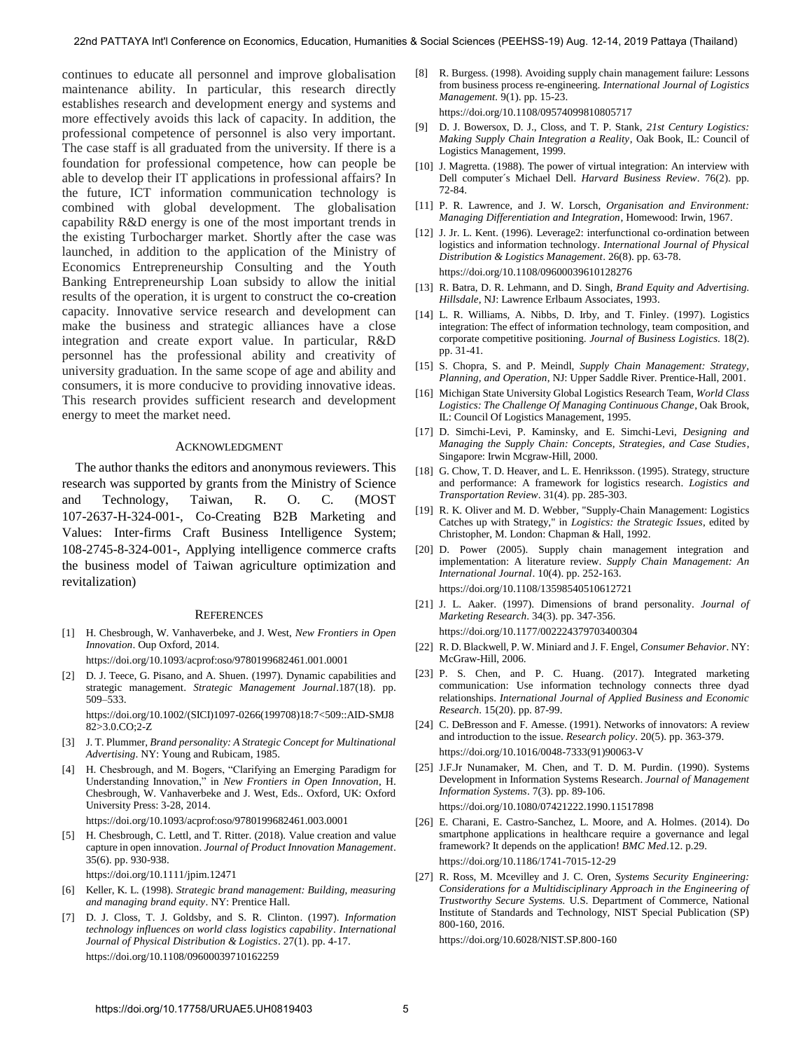continues to educate all personnel and improve globalisation maintenance ability. In particular, this research directly establishes research and development energy and systems and more effectively avoids this lack of capacity. In addition, the professional competence of personnel is also very important. The case staff is all graduated from the university. If there is a foundation for professional competence, how can people be able to develop their IT applications in professional affairs? In the future, ICT information communication technology is combined with global development. The globalisation capability R&D energy is one of the most important trends in the existing Turbocharger market. Shortly after the case was launched, in addition to the application of the Ministry of Economics Entrepreneurship Consulting and the Youth Banking Entrepreneurship Loan subsidy to allow the initial results of the operation, it is urgent to construct the co-creation capacity. Innovative service research and development can make the business and strategic alliances have a close integration and create export value. In particular, R&D personnel has the professional ability and creativity of university graduation. In the same scope of age and ability and consumers, it is more conducive to providing innovative ideas. This research provides sufficient research and development energy to meet the market need.

## Acknowledgment

The author thanks the editors and anonymous reviewers. This research was supported by grants from the Ministry of Science and Technology, Taiwan, R. O. C. (MOST 107-2637-H-324-001-, Co-Creating B2B Marketing and Values: Inter-firms Craft Business Intelligence System; 108-2745-8-324-001-, Applying intelligence commerce crafts the business model of Taiwan agriculture optimization and revitalization)

## References

[1] H. Chesbrough, W. Vanhaverbeke, and J. West, *New Frontiers in Open Innovation*. Oup Oxford, 2014.
https://doi.org/10.1093/acprof:oso/9780199682461.001.0001

[2] D. J. Teece, G. Pisano, and A. Shuen. (1997). Dynamic capabilities and strategic management. *Strategic Management Journal*.187(18). pp. 509–533.
https://doi.org/10.1002/(SICI)1097-0266(199708)18:7<509::AID-SMJ882>3.0.CO;2-Z

[3] J. T. Plummer, *Brand personality: A Strategic Concept for Multinational Advertising*. NY: Young and Rubicam, 1985.

[4] H. Chesbrough, and M. Bogers, "Clarifying an Emerging Paradigm for Understanding Innovation," in *New Frontiers in Open Innovation*, H. Chesbrough, W. Vanhaverbeke and J. West, Eds.. Oxford, UK: Oxford University Press: 3-28, 2014.
https://doi.org/10.1093/acprof:oso/9780199682461.003.0001

[5] H. Chesbrough, C. Lettl, and T. Ritter. (2018). Value creation and value capture in open innovation. *Journal of Product Innovation Management*. 35(6). pp. 930-938.
https://doi.org/10.1111/jpim.12471

[6] Keller, K. L. (1998). *Strategic brand management: Building, measuring and managing brand equity*. NY: Prentice Hall.

[7] D. J. Closs, T. J. Goldsby, and S. R. Clinton. (1997). *Information technology influences on world class logistics capability*. *International Journal of Physical Distribution & Logistics*. 27(1). pp. 4-17.
https://doi.org/10.1108/09600039710162259

[8] R. Burgess. (1998). Avoiding supply chain management failure: Lessons from business process re-engineering. *International Journal of Logistics Management*. 9(1). pp. 15-23.
https://doi.org/10.1108/09574099810805717

[9] D. J. Bowersox, D. J., Closs, and T. P. Stank, *21st Century Logistics: Making Supply Chain Integration a Reality*, Oak Book, IL: Council of Logistics Management, 1999.

[10] J. Magretta. (1988). The power of virtual integration: An interview with Dell computer´s Michael Dell. *Harvard Business Review*. 76(2). pp. 72-84.

[11] P. R. Lawrence, and J. W. Lorsch, *Organisation and Environment: Managing Differentiation and Integration*, Homewood: Irwin, 1967.

[12] J. Jr. L. Kent. (1996). Leverage2: interfunctional co-ordination between logistics and information technology. *International Journal of Physical Distribution & Logistics Management*. 26(8). pp. 63-78.
https://doi.org/10.1108/09600039610128276

[13] R. Batra, D. R. Lehmann, and D. Singh, *Brand Equity and Advertising. Hillsdale*, NJ: Lawrence Erlbaum Associates, 1993.

[14] L. R. Williams, A. Nibbs, D. Irby, and T. Finley. (1997). Logistics integration: The effect of information technology, team composition, and corporate competitive positioning. *Journal of Business Logistics*. 18(2). pp. 31-41.

[15] S. Chopra, S. and P. Meindl, *Supply Chain Management: Strategy, Planning, and Operation*, NJ: Upper Saddle River. Prentice-Hall, 2001.

[16] Michigan State University Global Logistics Research Team, *World Class Logistics: The Challenge Of Managing Continuous Change*, Oak Brook, IL: Council Of Logistics Management, 1995.

[17] D. Simchi-Levi, P. Kaminsky, and E. Simchi-Levi, *Designing and Managing the Supply Chain: Concepts, Strategies, and Case Studies*, Singapore: Irwin Mcgraw-Hill, 2000.

[18] G. Chow, T. D. Heaver, and L. E. Henriksson. (1995). Strategy, structure and performance: A framework for logistics research. *Logistics and Transportation Review*. 31(4). pp. 285-303.

[19] R. K. Oliver and M. D. Webber, "Supply-Chain Management: Logistics Catches up with Strategy," in *Logistics: the Strategic Issues*, edited by Christopher, M. London: Chapman & Hall, 1992.

[20] D. Power (2005). Supply chain management integration and implementation: A literature review. *Supply Chain Management: An International Journal*. 10(4). pp. 252-163.
https://doi.org/10.1108/13598540510612721

[21] J. L. Aaker. (1997). Dimensions of brand personality. *Journal of Marketing Research*. 34(3). pp. 347-356.
https://doi.org/10.1177/002224379703400304

[22] R. D. Blackwell, P. W. Miniard and J. F. Engel, *Consumer Behavior*. NY: McGraw-Hill, 2006.

[23] P. S. Chen, and P. C. Huang. (2017). Integrated marketing communication: Use information technology connects three dyad relationships. *International Journal of Applied Business and Economic Research*. 15(20). pp. 87-99.

[24] C. DeBresson and F. Amesse. (1991). Networks of innovators: A review and introduction to the issue. *Research policy*. 20(5). pp. 363-379.
https://doi.org/10.1016/0048-7333(91)90063-V

[25] J.F.Jr Nunamaker, M. Chen, and T. D. M. Purdin. (1990). Systems Development in Information Systems Research. *Journal of Management Information Systems*. 7(3). pp. 89-106.
https://doi.org/10.1080/07421222.1990.11517898

[26] E. Charani, E. Castro-Sanchez, L. Moore, and A. Holmes. (2014). Do smartphone applications in healthcare require a governance and legal framework? It depends on the application! *BMC Med*.12. p.29.
https://doi.org/10.1186/1741-7015-12-29

[27] R. Ross, M. Mcevilley and J. C. Oren, *Systems Security Engineering: Considerations for a Multidisciplinary Approach in the Engineering of Trustworthy Secure Systems.* U.S. Department of Commerce, National Institute of Standards and Technology, NIST Special Publication (SP) 800-160, 2016.
https://doi.org/10.6028/NIST.SP.800-160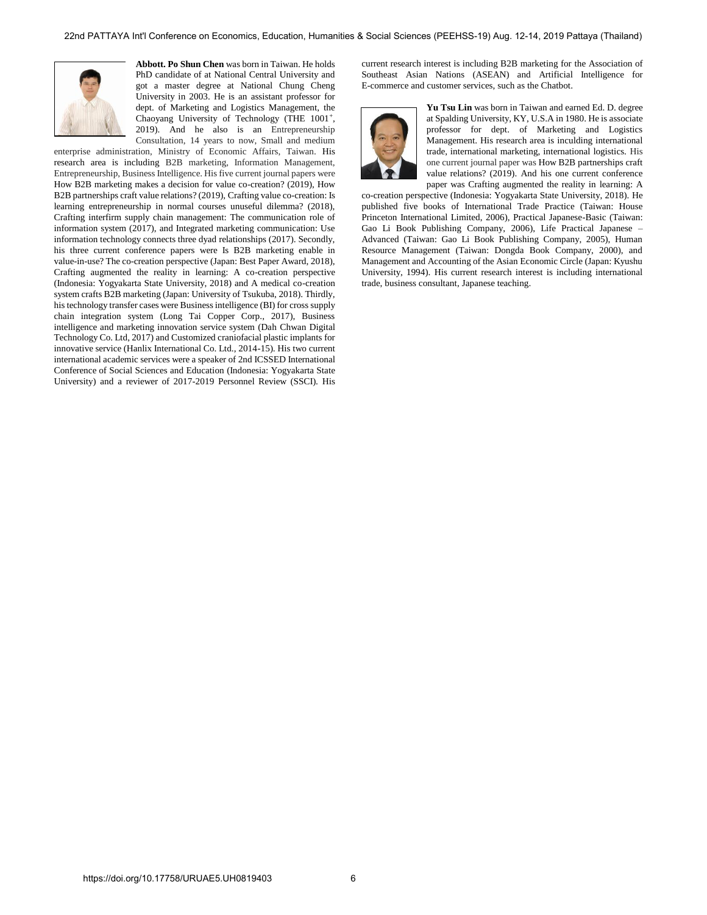**Abbott. Po Shun Chen** was born in Taiwan. He holds PhD candidate of at National Central University and got a master degree at National Chung Cheng University in 2003. He is an assistant professor for dept. of Marketing and Logistics Management, the Chaoyang University of Technology (THE 1001+, 2019). And he also is an Entrepreneurship Consultation, 14 years to now, Small and medium enterprise administration, Ministry of Economic Affairs, Taiwan. His research area is including B2B marketing, Information Management, Entrepreneurship, Business Intelligence. His five current journal papers were How B2B marketing makes a decision for value co-creation? (2019), How B2B partnerships craft value relations? (2019), Crafting value co-creation: Is learning entrepreneurship in normal courses unuseful dilemma? (2018), Crafting interfirm supply chain management: The communication role of information system (2017), and Integrated marketing communication: Use information technology connects three dyad relationships (2017). Secondly, his three current conference papers were Is B2B marketing enable in value-in-use? The co-creation perspective (Japan: Best Paper Award, 2018), Crafting augmented the reality in learning: A co-creation perspective (Indonesia: Yogyakarta State University, 2018) and A medical co-creation system crafts B2B marketing (Japan: University of Tsukuba, 2018). Thirdly, his technology transfer cases were Business intelligence (BI) for cross supply chain integration system (Long Tai Copper Corp., 2017), Business intelligence and marketing innovation service system (Dah Chwan Digital Technology Co. Ltd, 2017) and Customized craniofacial plastic implants for innovative service (Hanlix International Co. Ltd., 2014-15). His two current international academic services were a speaker of 2nd ICSSED International Conference of Social Sciences and Education (Indonesia: Yogyakarta State University) and a reviewer of 2017-2019 Personnel Review (SSCI). His current research interest is including B2B marketing for the Association of Southeast Asian Nations (ASEAN) and Artificial Intelligence for E-commerce and customer services, such as the Chatbot.

**Yu Tsu Lin** was born in Taiwan and earned Ed. D. degree at Spalding University, KY, U.S.A in 1980. He is associate professor for dept. of Marketing and Logistics Management. His research area is inculding international trade, international marketing, international logistics. His one current journal paper was How B2B partnerships craft value relations? (2019). And his one current conference paper was Crafting augmented the reality in learning: A co-creation perspective (Indonesia: Yogyakarta State University, 2018). He published five books of International Trade Practice (Taiwan: House Princeton International Limited, 2006), Practical Japanese-Basic (Taiwan: Gao Li Book Publishing Company, 2006), Life Practical Japanese – Advanced (Taiwan: Gao Li Book Publishing Company, 2005), Human Resource Management (Taiwan: Dongda Book Company, 2000), and Management and Accounting of the Asian Economic Circle (Japan: Kyushu University, 1994). His current research interest is including international trade, business consultant, Japanese teaching.